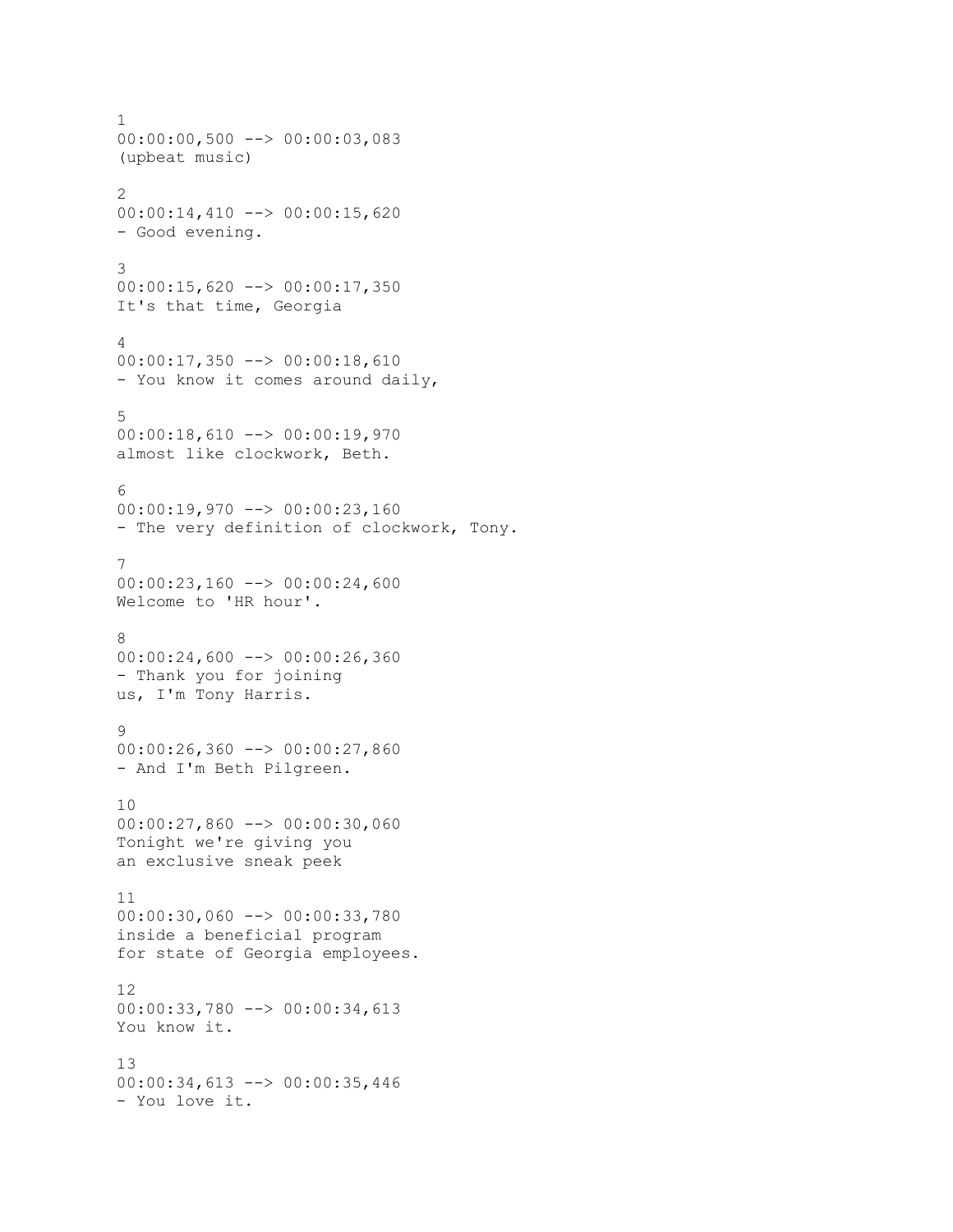1
00:00:00,500 --> 00:00:03,083
(upbeat music)

2
00:00:14,410 --> 00:00:15,620
- Good evening.

3
00:00:15,620 --> 00:00:17,350
It's that time, Georgia

4
00:00:17,350 --> 00:00:18,610
- You know it comes around daily,

5
00:00:18,610 --> 00:00:19,970
almost like clockwork, Beth.

6
00:00:19,970 --> 00:00:23,160
- The very definition of clockwork, Tony.

7
00:00:23,160 --> 00:00:24,600
Welcome to 'HR hour'.

8
00:00:24,600 --> 00:00:26,360
- Thank you for joining
us, I'm Tony Harris.

9
00:00:26,360 --> 00:00:27,860
- And I'm Beth Pilgreen.

10
00:00:27,860 --> 00:00:30,060
Tonight we're giving you
an exclusive sneak peek

11
00:00:30,060 --> 00:00:33,780
inside a beneficial program
for state of Georgia employees.

12
00:00:33,780 --> 00:00:34,613
You know it.

13
00:00:34,613 --> 00:00:35,446
- You love it.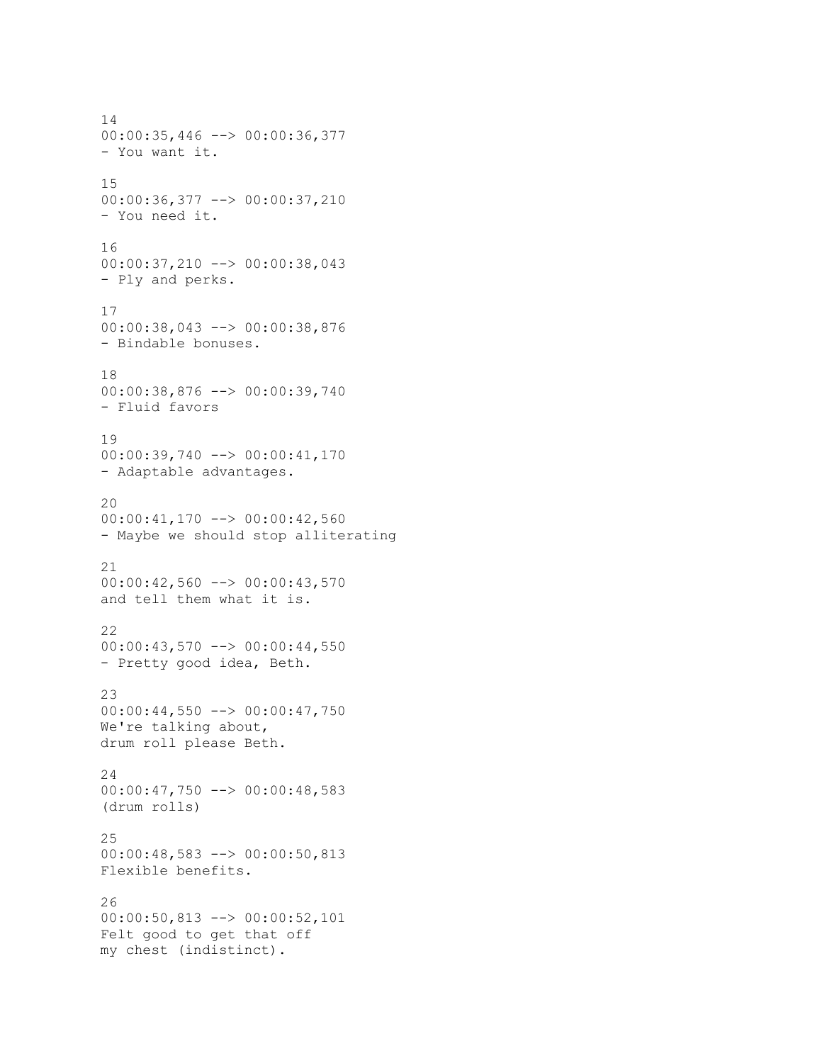14
00:00:35,446 --> 00:00:36,377
- You want it.

15
00:00:36,377 --> 00:00:37,210
- You need it.

16
00:00:37,210 --> 00:00:38,043
- Ply and perks.

17
00:00:38,043 --> 00:00:38,876
- Bindable bonuses.

18
00:00:38,876 --> 00:00:39,740
- Fluid favors

19
00:00:39,740 --> 00:00:41,170
- Adaptable advantages.

20
00:00:41,170 --> 00:00:42,560
- Maybe we should stop alliterating

21
00:00:42,560 --> 00:00:43,570
and tell them what it is.

22
00:00:43,570 --> 00:00:44,550
- Pretty good idea, Beth.

23
00:00:44,550 --> 00:00:47,750
We're talking about,
drum roll please Beth.

24
00:00:47,750 --> 00:00:48,583
(drum rolls)

25
00:00:48,583 --> 00:00:50,813
Flexible benefits.

26
00:00:50,813 --> 00:00:52,101
Felt good to get that off
my chest (indistinct).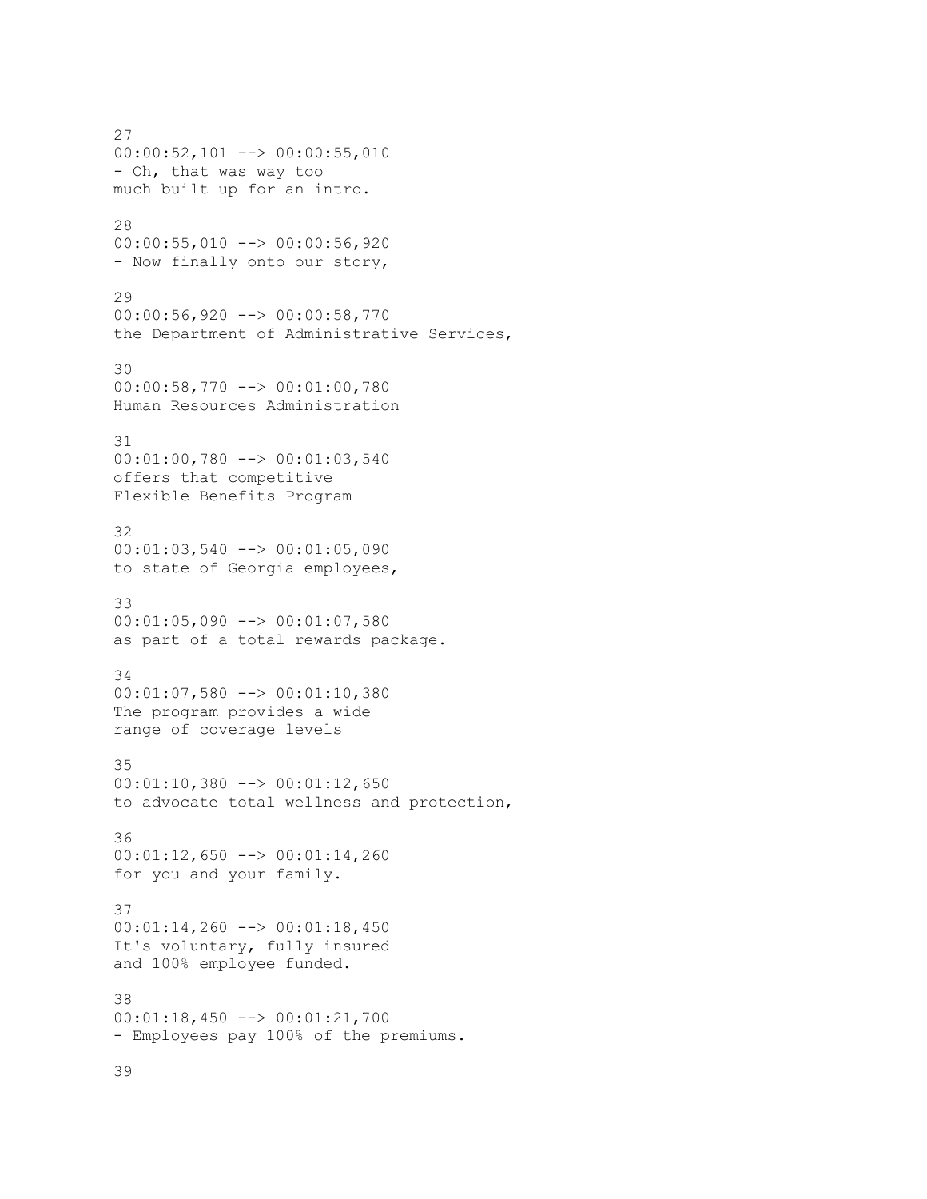27
00:00:52,101 --> 00:00:55,010
- Oh, that was way too
much built up for an intro.

28
00:00:55,010 --> 00:00:56,920
- Now finally onto our story,

29
00:00:56,920 --> 00:00:58,770
the Department of Administrative Services,

30
00:00:58,770 --> 00:01:00,780
Human Resources Administration

31
00:01:00,780 --> 00:01:03,540
offers that competitive
Flexible Benefits Program

32
00:01:03,540 --> 00:01:05,090
to state of Georgia employees,

33
00:01:05,090 --> 00:01:07,580
as part of a total rewards package.

34
00:01:07,580 --> 00:01:10,380
The program provides a wide
range of coverage levels

35
00:01:10,380 --> 00:01:12,650
to advocate total wellness and protection,

36
00:01:12,650 --> 00:01:14,260
for you and your family.

37
00:01:14,260 --> 00:01:18,450
It's voluntary, fully insured
and 100% employee funded.

38
00:01:18,450 --> 00:01:21,700
- Employees pay 100% of the premiums.

39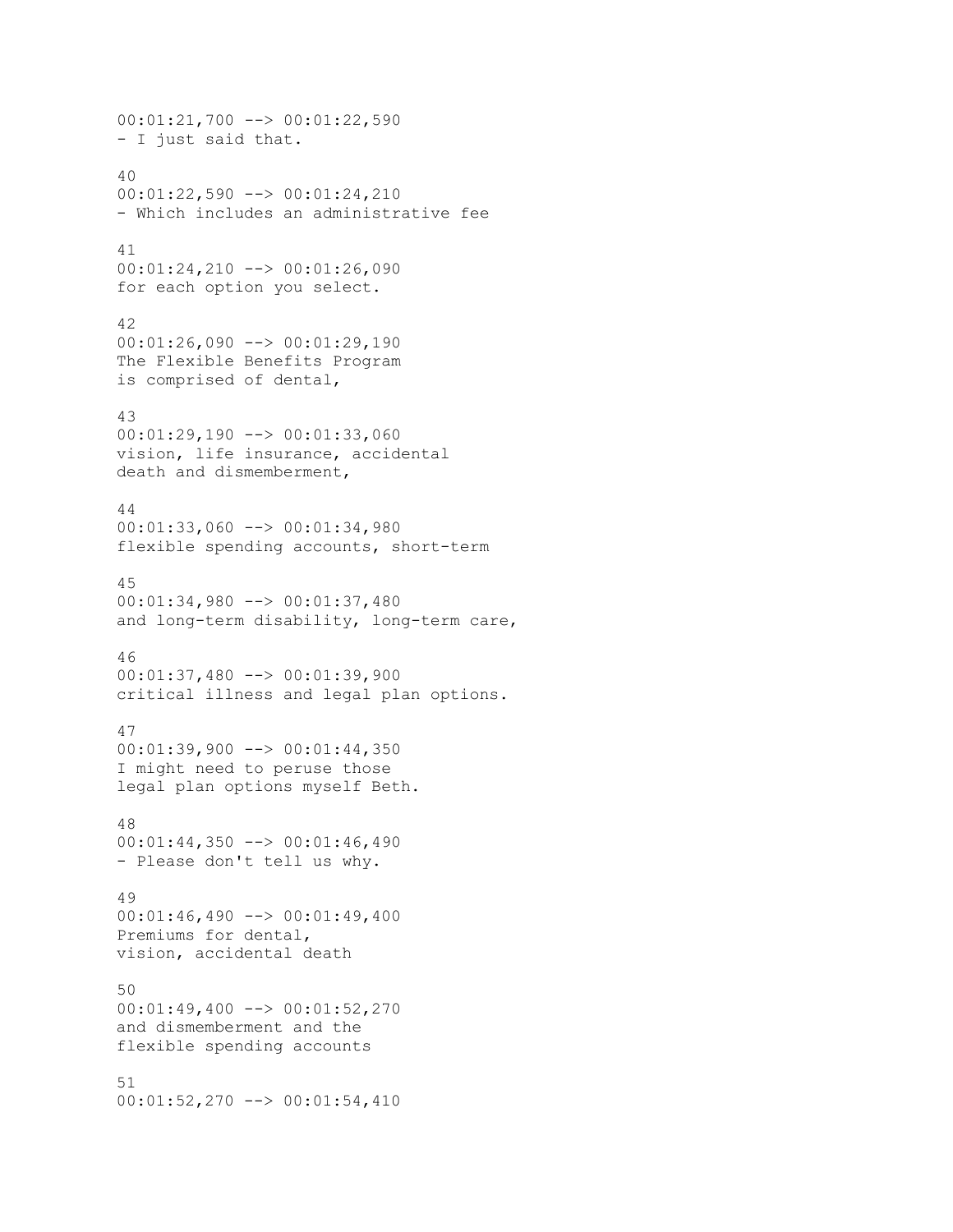00:01:21,700 --> 00:01:22,590
- I just said that.

40
00:01:22,590 --> 00:01:24,210
- Which includes an administrative fee

41
00:01:24,210 --> 00:01:26,090
for each option you select.

42
00:01:26,090 --> 00:01:29,190
The Flexible Benefits Program
is comprised of dental,

43
00:01:29,190 --> 00:01:33,060
vision, life insurance, accidental
death and dismemberment,

44
00:01:33,060 --> 00:01:34,980
flexible spending accounts, short-term

45
00:01:34,980 --> 00:01:37,480
and long-term disability, long-term care,

46
00:01:37,480 --> 00:01:39,900
critical illness and legal plan options.

47
00:01:39,900 --> 00:01:44,350
I might need to peruse those
legal plan options myself Beth.

48
00:01:44,350 --> 00:01:46,490
- Please don't tell us why.

49
00:01:46,490 --> 00:01:49,400
Premiums for dental,
vision, accidental death

50
00:01:49,400 --> 00:01:52,270
and dismemberment and the
flexible spending accounts

51
00:01:52,270 --> 00:01:54,410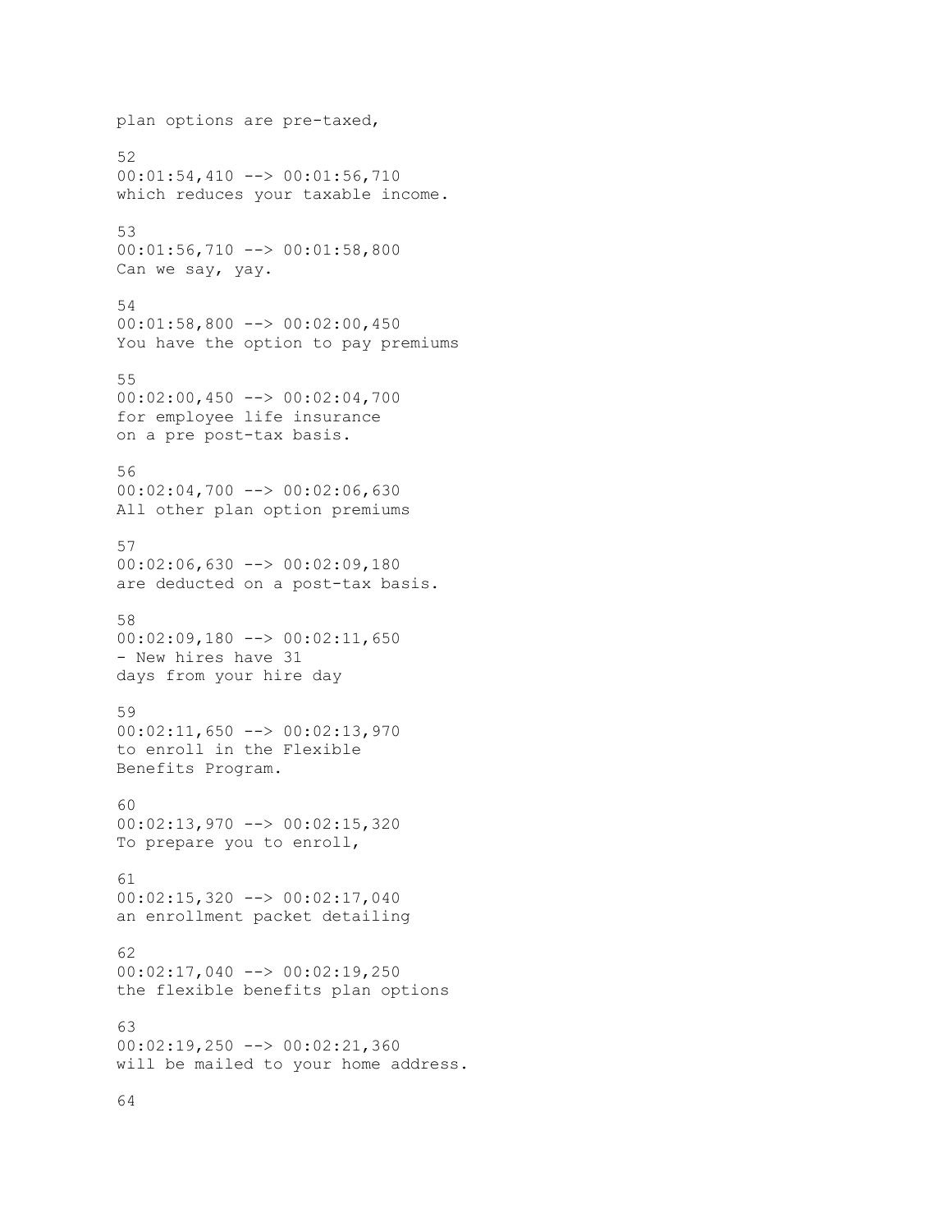plan options are pre-taxed,

52
00:01:54,410 --> 00:01:56,710
which reduces your taxable income.

53
00:01:56,710 --> 00:01:58,800
Can we say, yay.

54
00:01:58,800 --> 00:02:00,450
You have the option to pay premiums

55
00:02:00,450 --> 00:02:04,700
for employee life insurance
on a pre post-tax basis.

56
00:02:04,700 --> 00:02:06,630
All other plan option premiums

57
00:02:06,630 --> 00:02:09,180
are deducted on a post-tax basis.

58
00:02:09,180 --> 00:02:11,650
- New hires have 31
days from your hire day

59
00:02:11,650 --> 00:02:13,970
to enroll in the Flexible
Benefits Program.

60
00:02:13,970 --> 00:02:15,320
To prepare you to enroll,

61
00:02:15,320 --> 00:02:17,040
an enrollment packet detailing

62
00:02:17,040 --> 00:02:19,250
the flexible benefits plan options

63
00:02:19,250 --> 00:02:21,360
will be mailed to your home address.

64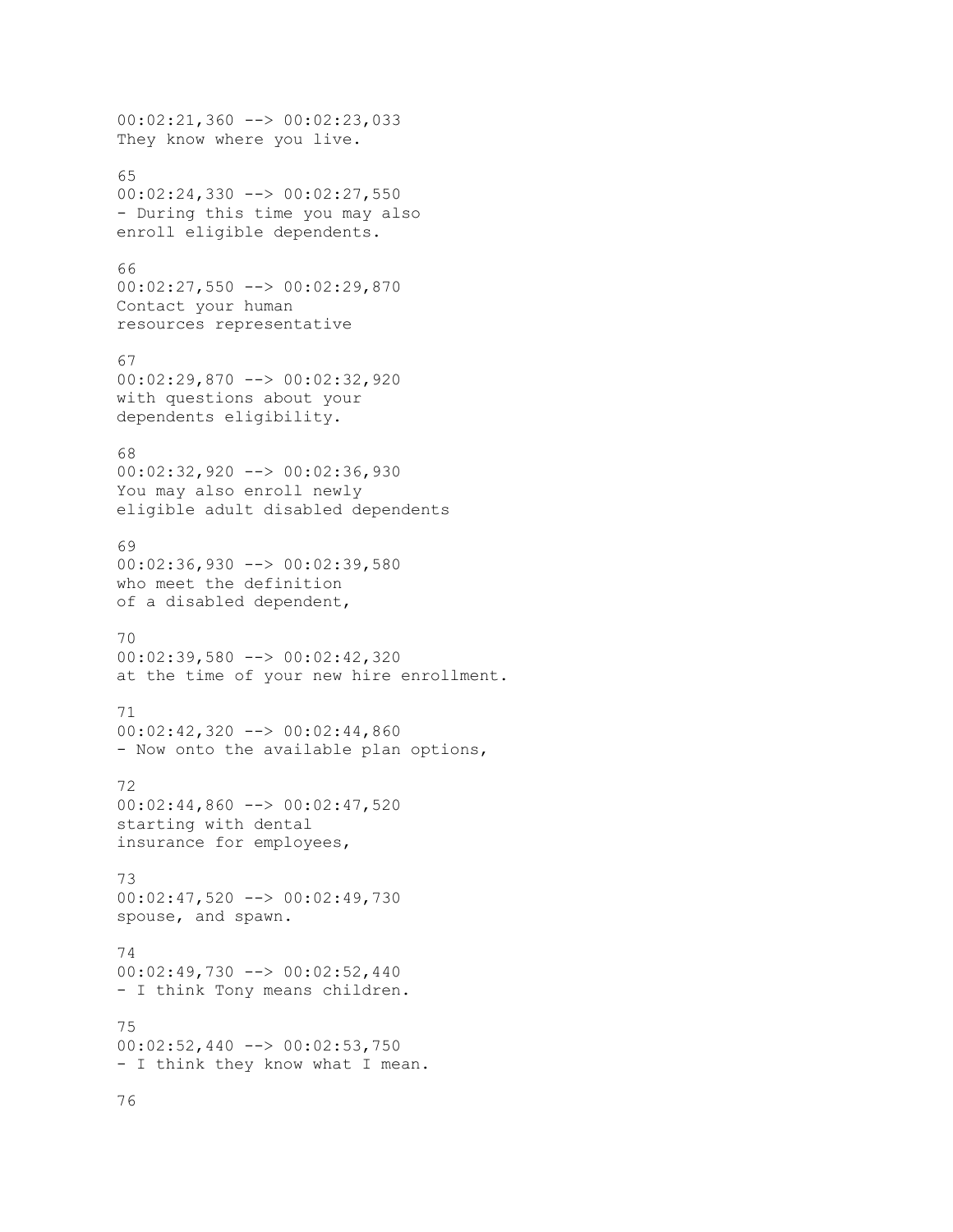00:02:21,360 --> 00:02:23,033
They know where you live.

65
00:02:24,330 --> 00:02:27,550
- During this time you may also
enroll eligible dependents.

66
00:02:27,550 --> 00:02:29,870
Contact your human
resources representative

67
00:02:29,870 --> 00:02:32,920
with questions about your
dependents eligibility.

68
00:02:32,920 --> 00:02:36,930
You may also enroll newly
eligible adult disabled dependents

69
00:02:36,930 --> 00:02:39,580
who meet the definition
of a disabled dependent,

70
00:02:39,580 --> 00:02:42,320
at the time of your new hire enrollment.

71
00:02:42,320 --> 00:02:44,860
- Now onto the available plan options,

72
00:02:44,860 --> 00:02:47,520
starting with dental
insurance for employees,

73
00:02:47,520 --> 00:02:49,730
spouse, and spawn.

74
00:02:49,730 --> 00:02:52,440
- I think Tony means children.

75
00:02:52,440 --> 00:02:53,750
- I think they know what I mean.

76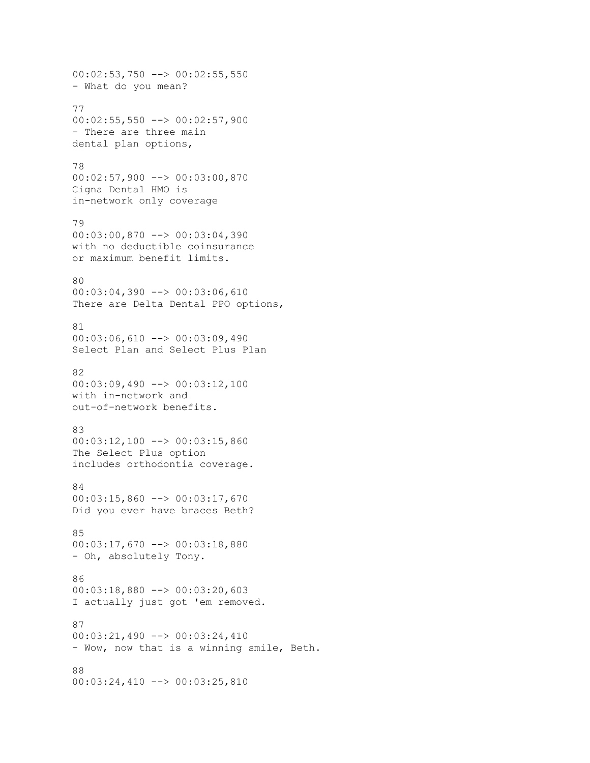00:02:53,750 --> 00:02:55,550
- What do you mean?

77
00:02:55,550 --> 00:02:57,900
- There are three main
dental plan options,

78
00:02:57,900 --> 00:03:00,870
Cigna Dental HMO is
in-network only coverage

79
00:03:00,870 --> 00:03:04,390
with no deductible coinsurance
or maximum benefit limits.

80
00:03:04,390 --> 00:03:06,610
There are Delta Dental PPO options,

81
00:03:06,610 --> 00:03:09,490
Select Plan and Select Plus Plan

82
00:03:09,490 --> 00:03:12,100
with in-network and
out-of-network benefits.

83
00:03:12,100 --> 00:03:15,860
The Select Plus option
includes orthodontia coverage.

84
00:03:15,860 --> 00:03:17,670
Did you ever have braces Beth?

85
00:03:17,670 --> 00:03:18,880
- Oh, absolutely Tony.

86
00:03:18,880 --> 00:03:20,603
I actually just got 'em removed.

87
00:03:21,490 --> 00:03:24,410
- Wow, now that is a winning smile, Beth.

88
00:03:24,410 --> 00:03:25,810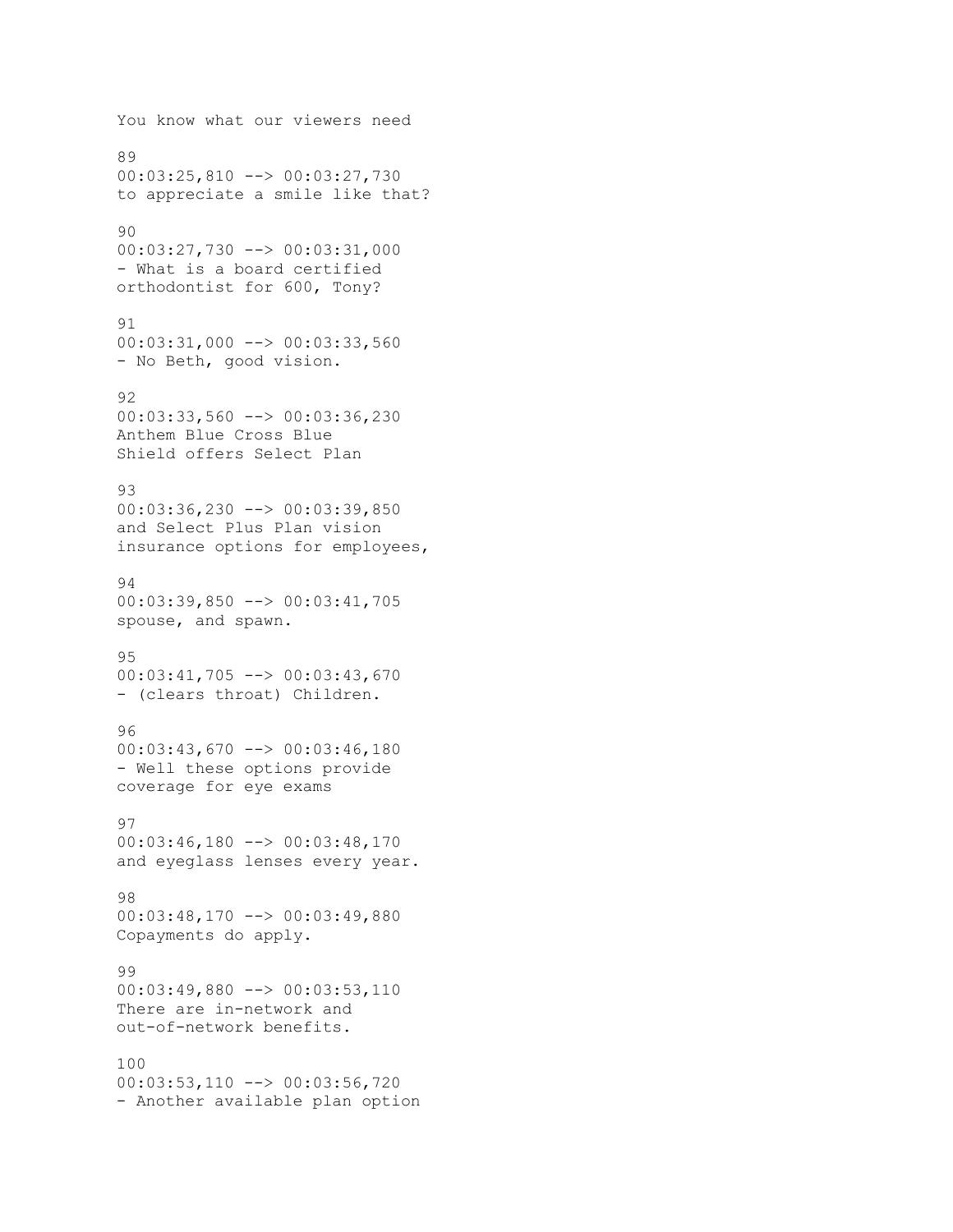You know what our viewers need

89
00:03:25,810 --> 00:03:27,730
to appreciate a smile like that?

90
00:03:27,730 --> 00:03:31,000
- What is a board certified
orthodontist for 600, Tony?

91
00:03:31,000 --> 00:03:33,560
- No Beth, good vision.

92
00:03:33,560 --> 00:03:36,230
Anthem Blue Cross Blue
Shield offers Select Plan

93
00:03:36,230 --> 00:03:39,850
and Select Plus Plan vision
insurance options for employees,

94
00:03:39,850 --> 00:03:41,705
spouse, and spawn.

95
00:03:41,705 --> 00:03:43,670
- (clears throat) Children.

96
00:03:43,670 --> 00:03:46,180
- Well these options provide
coverage for eye exams

97
00:03:46,180 --> 00:03:48,170
and eyeglass lenses every year.

98
00:03:48,170 --> 00:03:49,880
Copayments do apply.

99
00:03:49,880 --> 00:03:53,110
There are in-network and
out-of-network benefits.

100
00:03:53,110 --> 00:03:56,720
- Another available plan option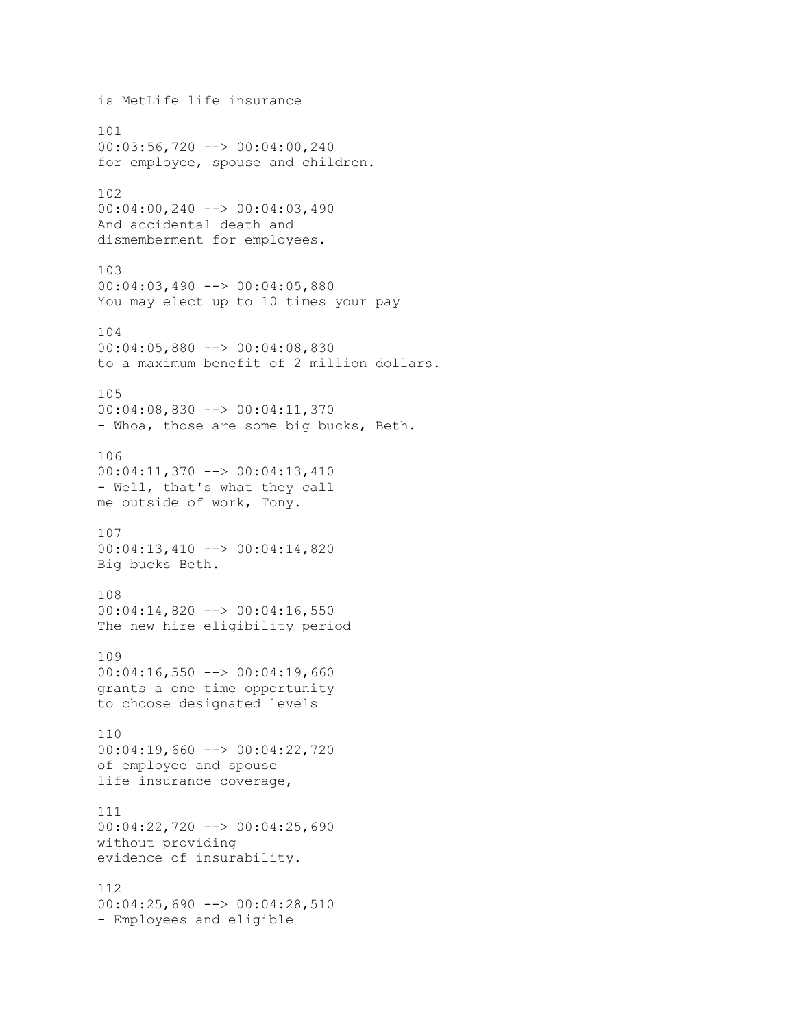is MetLife life insurance

101
00:03:56,720 --> 00:04:00,240
for employee, spouse and children.

102
00:04:00,240 --> 00:04:03,490
And accidental death and
dismemberment for employees.

103
00:04:03,490 --> 00:04:05,880
You may elect up to 10 times your pay

104
00:04:05,880 --> 00:04:08,830
to a maximum benefit of 2 million dollars.

105
00:04:08,830 --> 00:04:11,370
- Whoa, those are some big bucks, Beth.

106
00:04:11,370 --> 00:04:13,410
- Well, that's what they call
me outside of work, Tony.

107
00:04:13,410 --> 00:04:14,820
Big bucks Beth.

108
00:04:14,820 --> 00:04:16,550
The new hire eligibility period

109
00:04:16,550 --> 00:04:19,660
grants a one time opportunity
to choose designated levels

110
00:04:19,660 --> 00:04:22,720
of employee and spouse
life insurance coverage,

111
00:04:22,720 --> 00:04:25,690
without providing
evidence of insurability.

112
00:04:25,690 --> 00:04:28,510
- Employees and eligible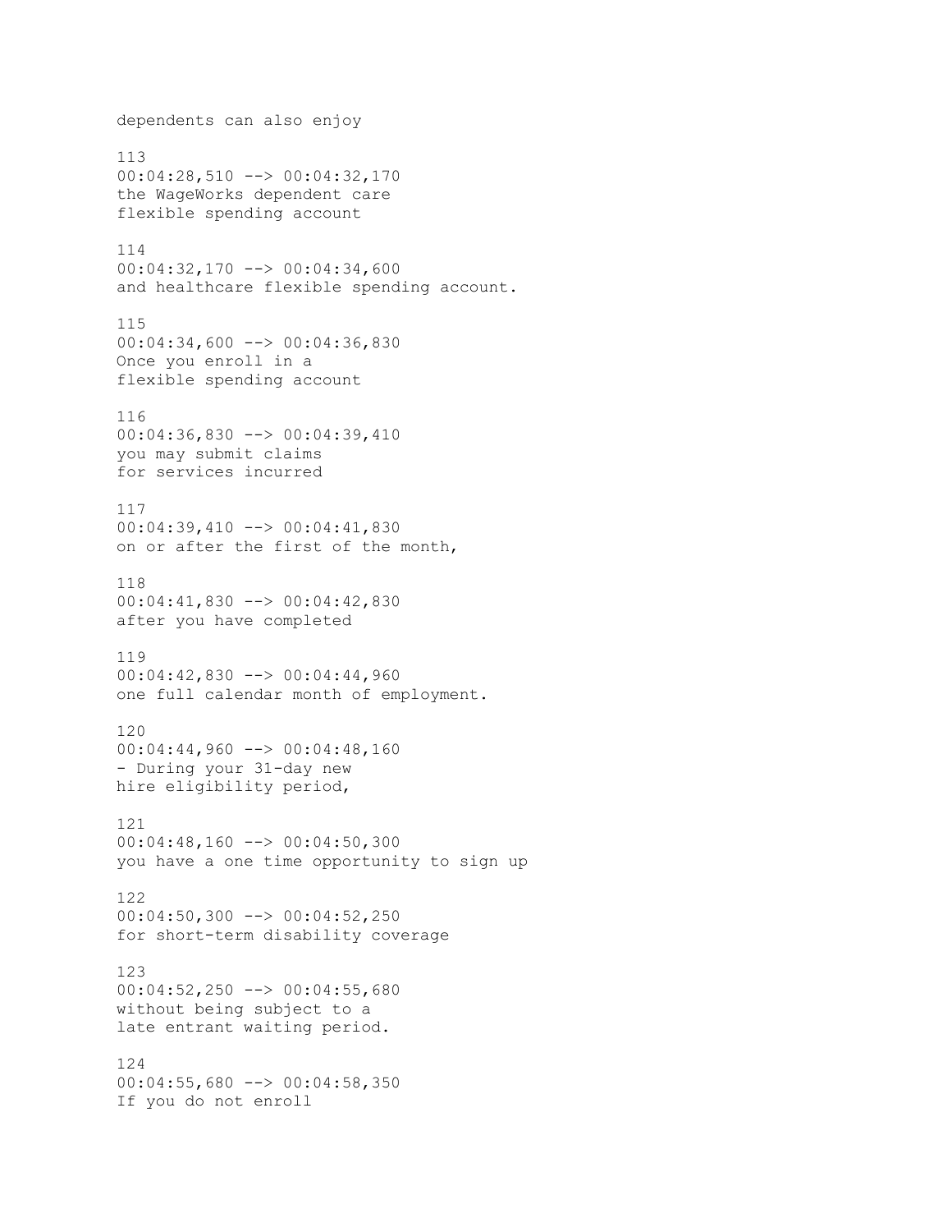dependents can also enjoy

113
00:04:28,510 --> 00:04:32,170
the WageWorks dependent care
flexible spending account

114
00:04:32,170 --> 00:04:34,600
and healthcare flexible spending account.

115
00:04:34,600 --> 00:04:36,830
Once you enroll in a
flexible spending account

116
00:04:36,830 --> 00:04:39,410
you may submit claims
for services incurred

117
00:04:39,410 --> 00:04:41,830
on or after the first of the month,

118
00:04:41,830 --> 00:04:42,830
after you have completed

119
00:04:42,830 --> 00:04:44,960
one full calendar month of employment.

120
00:04:44,960 --> 00:04:48,160
- During your 31-day new
hire eligibility period,

121
00:04:48,160 --> 00:04:50,300
you have a one time opportunity to sign up

122
00:04:50,300 --> 00:04:52,250
for short-term disability coverage

123
00:04:52,250 --> 00:04:55,680
without being subject to a
late entrant waiting period.

124
00:04:55,680 --> 00:04:58,350
If you do not enroll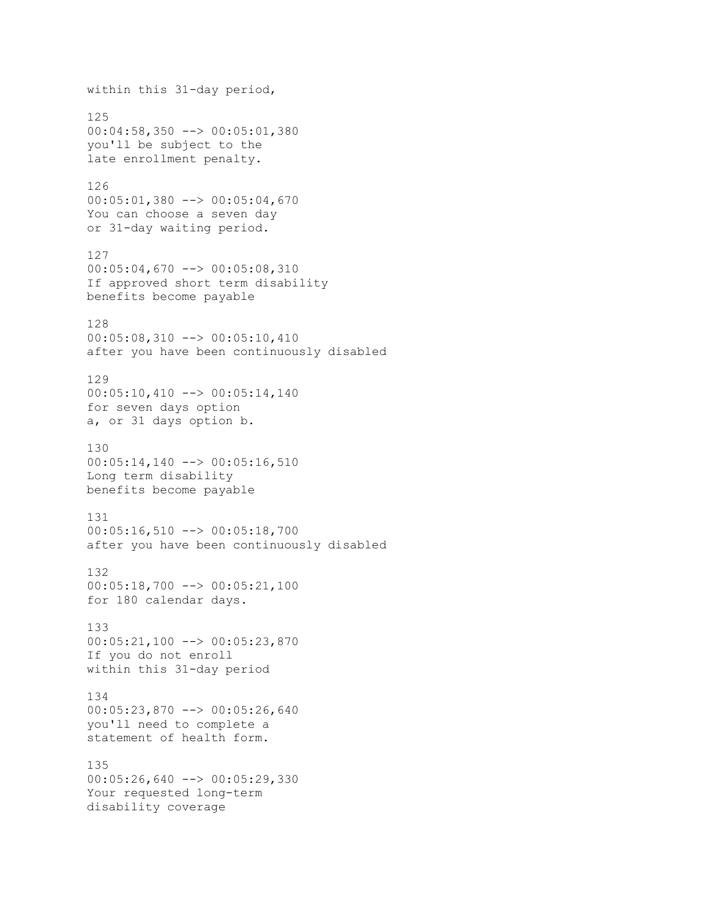within this 31-day period,

125
00:04:58,350 --> 00:05:01,380
you'll be subject to the
late enrollment penalty.

126
00:05:01,380 --> 00:05:04,670
You can choose a seven day
or 31-day waiting period.

127
00:05:04,670 --> 00:05:08,310
If approved short term disability
benefits become payable

128
00:05:08,310 --> 00:05:10,410
after you have been continuously disabled

129
00:05:10,410 --> 00:05:14,140
for seven days option
a, or 31 days option b.

130
00:05:14,140 --> 00:05:16,510
Long term disability
benefits become payable

131
00:05:16,510 --> 00:05:18,700
after you have been continuously disabled

132
00:05:18,700 --> 00:05:21,100
for 180 calendar days.

133
00:05:21,100 --> 00:05:23,870
If you do not enroll
within this 31-day period

134
00:05:23,870 --> 00:05:26,640
you'll need to complete a
statement of health form.

135
00:05:26,640 --> 00:05:29,330
Your requested long-term
disability coverage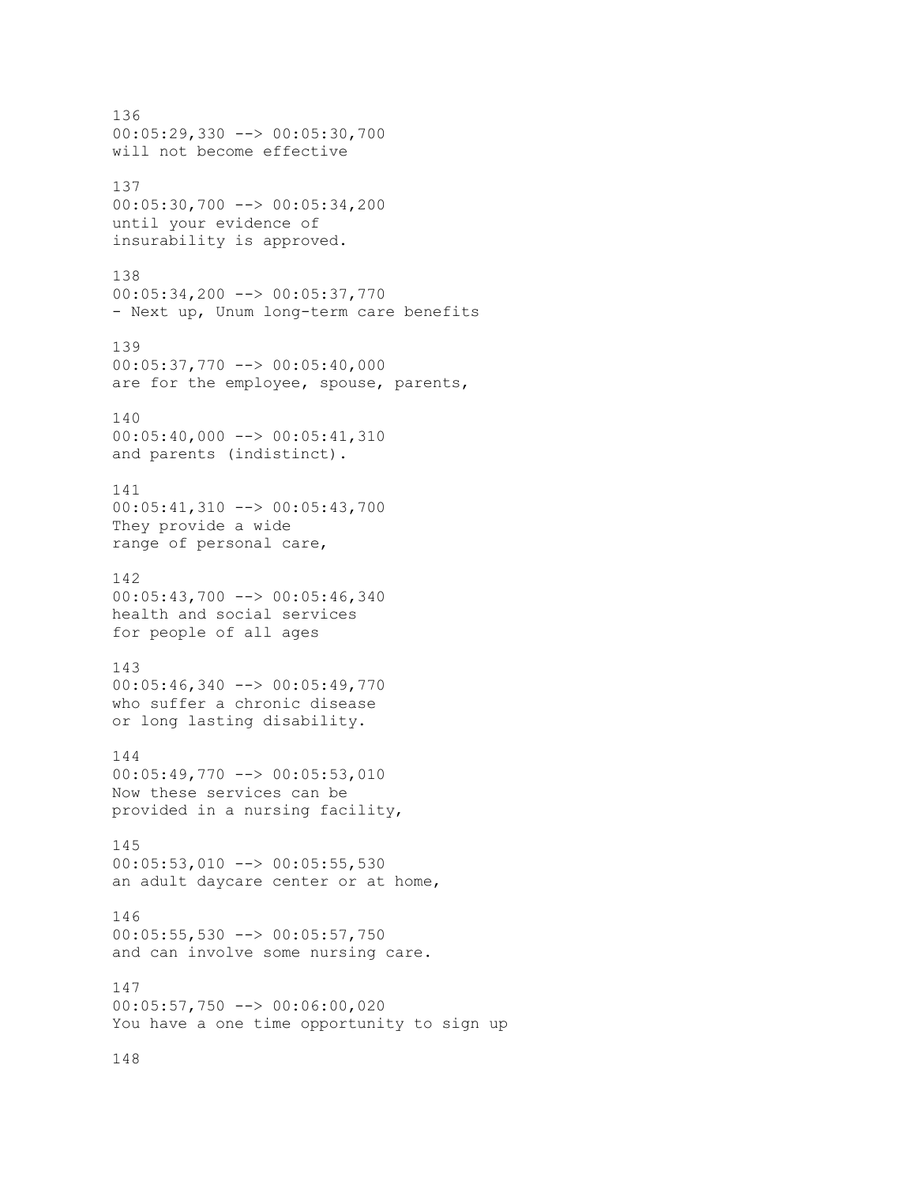136
00:05:29,330 --> 00:05:30,700
will not become effective

137
00:05:30,700 --> 00:05:34,200
until your evidence of
insurability is approved.

138
00:05:34,200 --> 00:05:37,770
- Next up, Unum long-term care benefits

139
00:05:37,770 --> 00:05:40,000
are for the employee, spouse, parents,

140
00:05:40,000 --> 00:05:41,310
and parents (indistinct).

141
00:05:41,310 --> 00:05:43,700
They provide a wide
range of personal care,

142
00:05:43,700 --> 00:05:46,340
health and social services
for people of all ages

143
00:05:46,340 --> 00:05:49,770
who suffer a chronic disease
or long lasting disability.

144
00:05:49,770 --> 00:05:53,010
Now these services can be
provided in a nursing facility,

145
00:05:53,010 --> 00:05:55,530
an adult daycare center or at home,

146
00:05:55,530 --> 00:05:57,750
and can involve some nursing care.

147
00:05:57,750 --> 00:06:00,020
You have a one time opportunity to sign up

148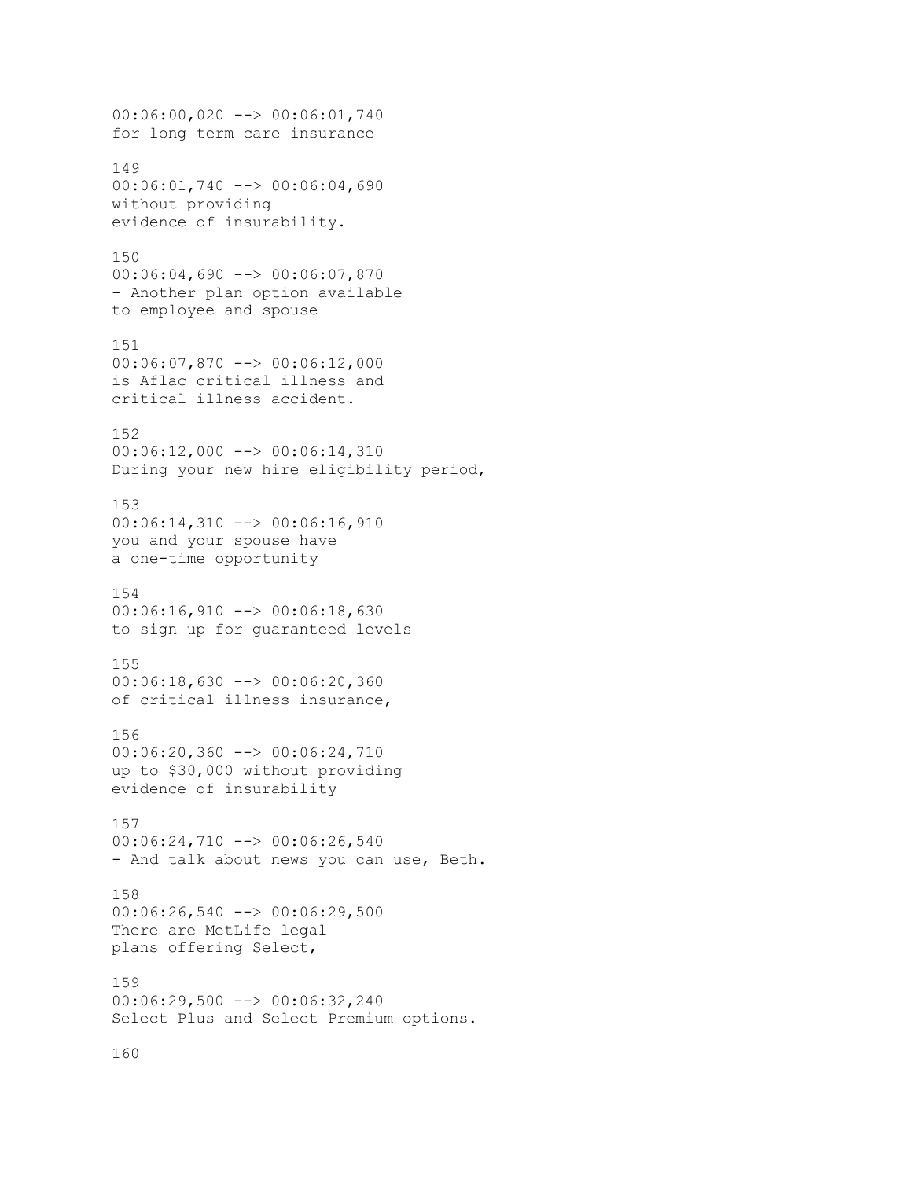00:06:00,020 --> 00:06:01,740
for long term care insurance

149
00:06:01,740 --> 00:06:04,690
without providing
evidence of insurability.

150
00:06:04,690 --> 00:06:07,870
- Another plan option available
to employee and spouse

151
00:06:07,870 --> 00:06:12,000
is Aflac critical illness and
critical illness accident.

152
00:06:12,000 --> 00:06:14,310
During your new hire eligibility period,

153
00:06:14,310 --> 00:06:16,910
you and your spouse have
a one-time opportunity

154
00:06:16,910 --> 00:06:18,630
to sign up for guaranteed levels

155
00:06:18,630 --> 00:06:20,360
of critical illness insurance,

156
00:06:20,360 --> 00:06:24,710
up to $30,000 without providing
evidence of insurability

157
00:06:24,710 --> 00:06:26,540
- And talk about news you can use, Beth.

158
00:06:26,540 --> 00:06:29,500
There are MetLife legal
plans offering Select,

159
00:06:29,500 --> 00:06:32,240
Select Plus and Select Premium options.

160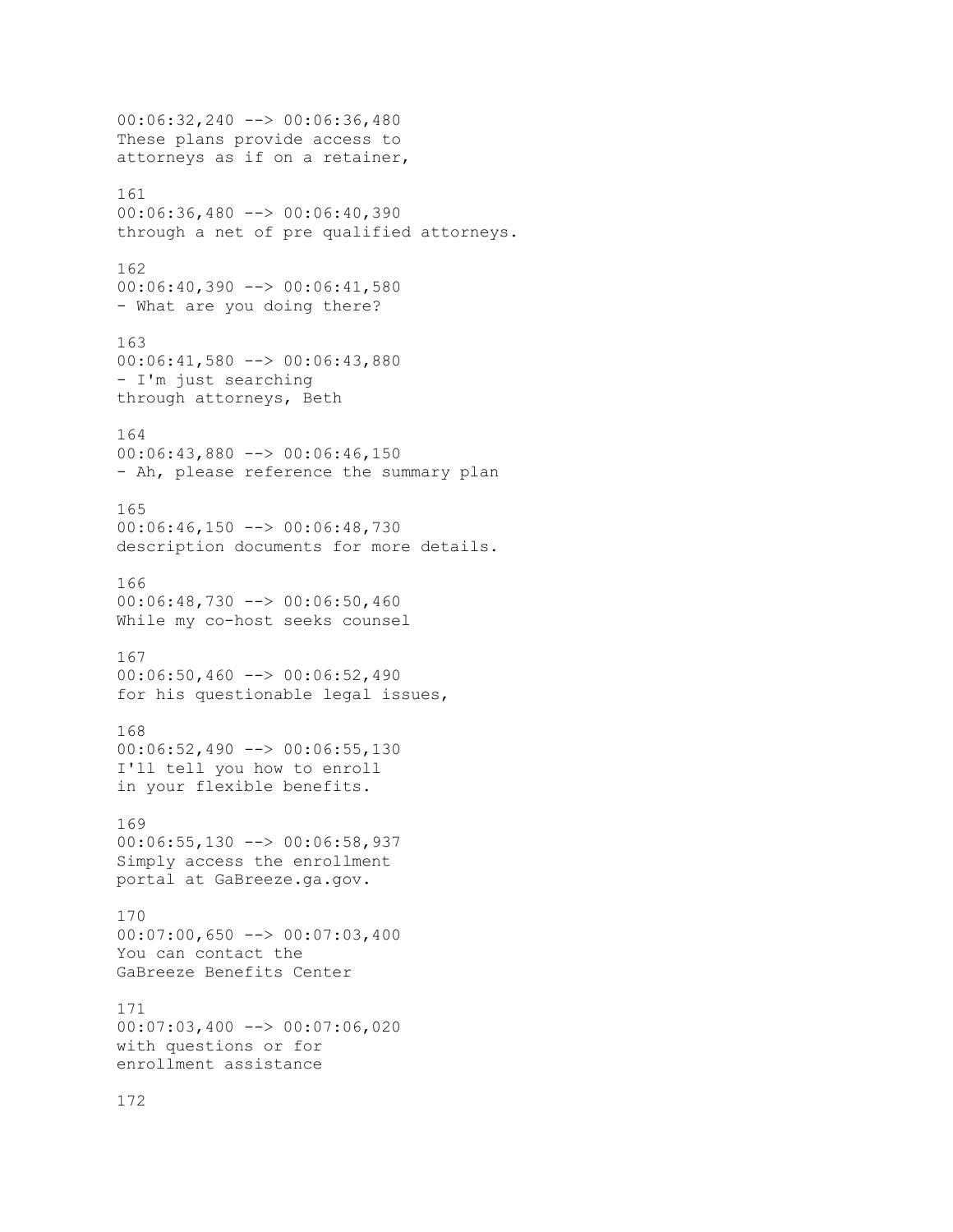00:06:32,240 --> 00:06:36,480
These plans provide access to
attorneys as if on a retainer,

161
00:06:36,480 --> 00:06:40,390
through a net of pre qualified attorneys.

162
00:06:40,390 --> 00:06:41,580
- What are you doing there?

163
00:06:41,580 --> 00:06:43,880
- I'm just searching
through attorneys, Beth

164
00:06:43,880 --> 00:06:46,150
- Ah, please reference the summary plan

165
00:06:46,150 --> 00:06:48,730
description documents for more details.

166
00:06:48,730 --> 00:06:50,460
While my co-host seeks counsel

167
00:06:50,460 --> 00:06:52,490
for his questionable legal issues,

168
00:06:52,490 --> 00:06:55,130
I'll tell you how to enroll
in your flexible benefits.

169
00:06:55,130 --> 00:06:58,937
Simply access the enrollment
portal at GaBreeze.ga.gov.

170
00:07:00,650 --> 00:07:03,400
You can contact the
GaBreeze Benefits Center

171
00:07:03,400 --> 00:07:06,020
with questions or for
enrollment assistance

172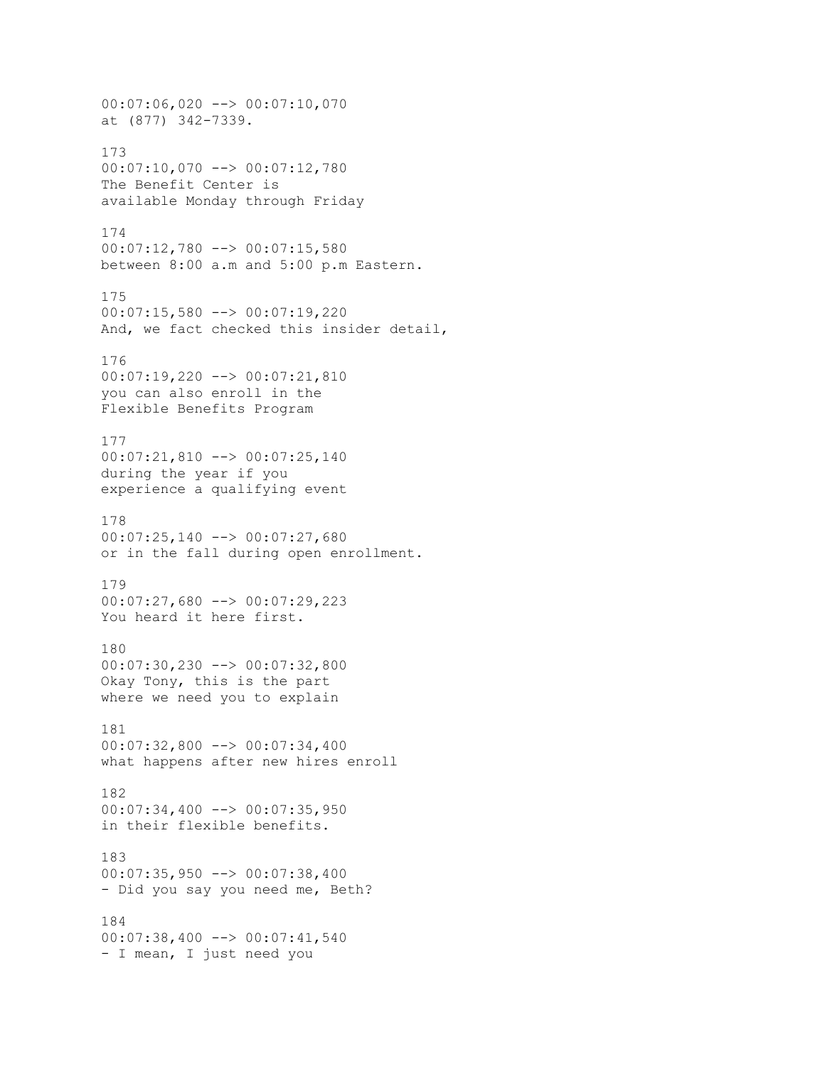00:07:06,020 --> 00:07:10,070
at (877) 342-7339.

173
00:07:10,070 --> 00:07:12,780
The Benefit Center is
available Monday through Friday

174
00:07:12,780 --> 00:07:15,580
between 8:00 a.m and 5:00 p.m Eastern.

175
00:07:15,580 --> 00:07:19,220
And, we fact checked this insider detail,

176
00:07:19,220 --> 00:07:21,810
you can also enroll in the
Flexible Benefits Program

177
00:07:21,810 --> 00:07:25,140
during the year if you
experience a qualifying event

178
00:07:25,140 --> 00:07:27,680
or in the fall during open enrollment.

179
00:07:27,680 --> 00:07:29,223
You heard it here first.

180
00:07:30,230 --> 00:07:32,800
Okay Tony, this is the part
where we need you to explain

181
00:07:32,800 --> 00:07:34,400
what happens after new hires enroll

182
00:07:34,400 --> 00:07:35,950
in their flexible benefits.

183
00:07:35,950 --> 00:07:38,400
- Did you say you need me, Beth?

184
00:07:38,400 --> 00:07:41,540
- I mean, I just need you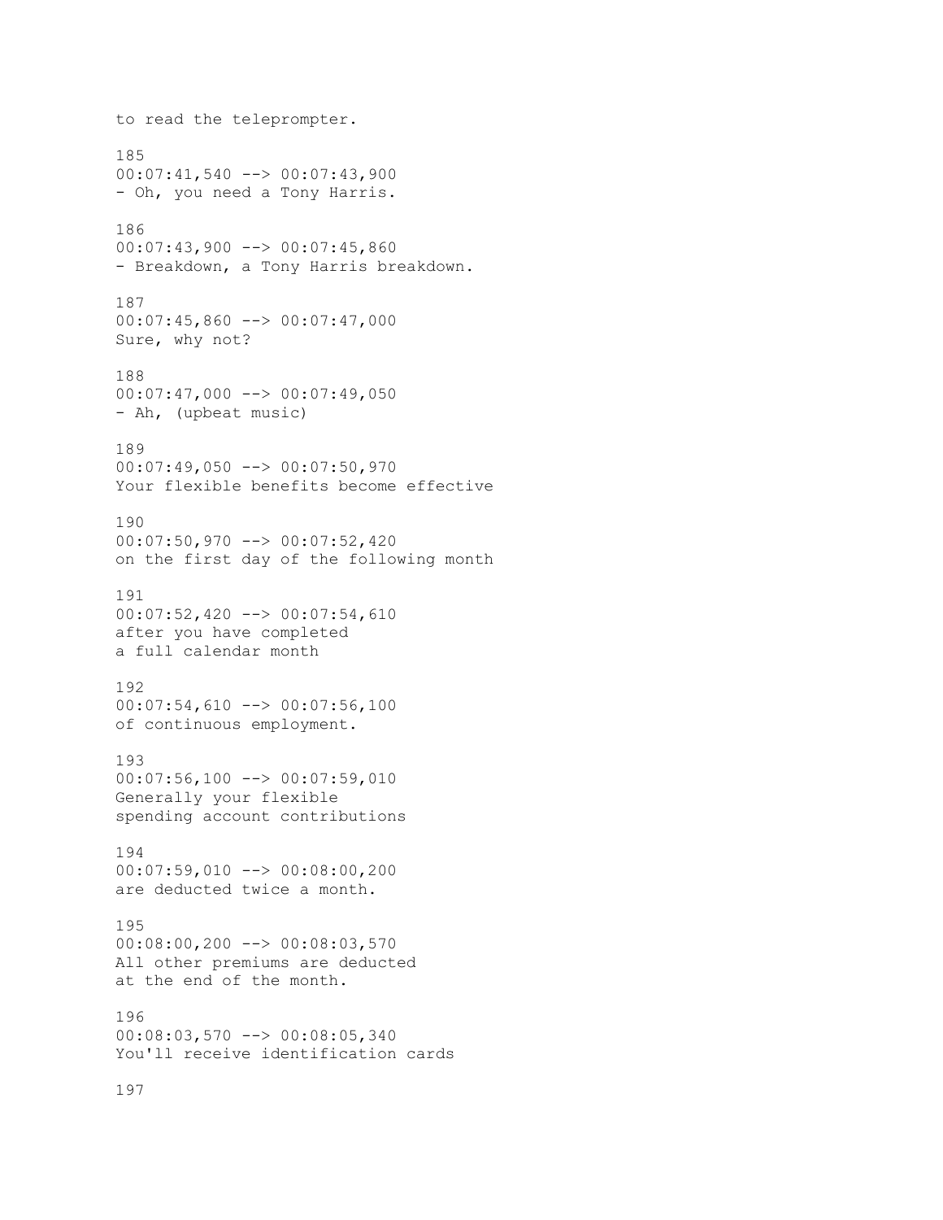to read the teleprompter.

185
00:07:41,540 --> 00:07:43,900
- Oh, you need a Tony Harris.

186
00:07:43,900 --> 00:07:45,860
- Breakdown, a Tony Harris breakdown.

187
00:07:45,860 --> 00:07:47,000
Sure, why not?

188
00:07:47,000 --> 00:07:49,050
- Ah, (upbeat music)

189
00:07:49,050 --> 00:07:50,970
Your flexible benefits become effective

190
00:07:50,970 --> 00:07:52,420
on the first day of the following month

191
00:07:52,420 --> 00:07:54,610
after you have completed
a full calendar month

192
00:07:54,610 --> 00:07:56,100
of continuous employment.

193
00:07:56,100 --> 00:07:59,010
Generally your flexible
spending account contributions

194
00:07:59,010 --> 00:08:00,200
are deducted twice a month.

195
00:08:00,200 --> 00:08:03,570
All other premiums are deducted
at the end of the month.

196
00:08:03,570 --> 00:08:05,340
You'll receive identification cards

197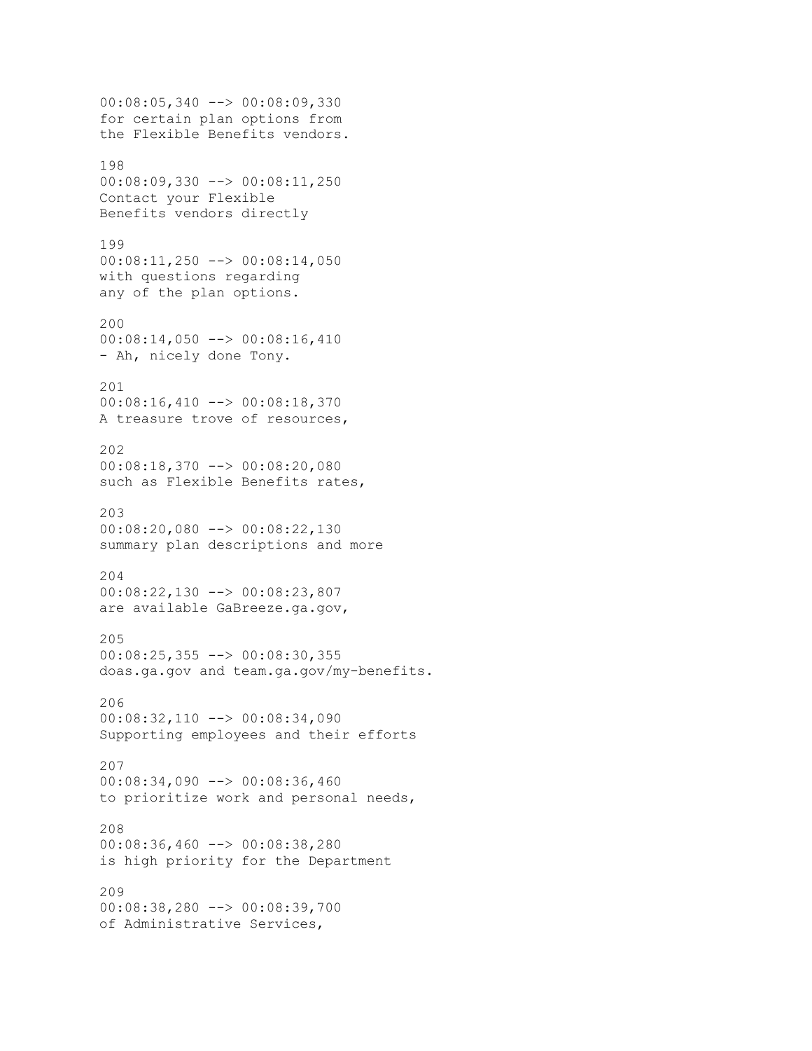00:08:05,340 --> 00:08:09,330
for certain plan options from
the Flexible Benefits vendors.

198
00:08:09,330 --> 00:08:11,250
Contact your Flexible
Benefits vendors directly

199
00:08:11,250 --> 00:08:14,050
with questions regarding
any of the plan options.

200
00:08:14,050 --> 00:08:16,410
- Ah, nicely done Tony.

201
00:08:16,410 --> 00:08:18,370
A treasure trove of resources,

202
00:08:18,370 --> 00:08:20,080
such as Flexible Benefits rates,

203
00:08:20,080 --> 00:08:22,130
summary plan descriptions and more

204
00:08:22,130 --> 00:08:23,807
are available GaBreeze.ga.gov,

205
00:08:25,355 --> 00:08:30,355
doas.ga.gov and team.ga.gov/my-benefits.

206
00:08:32,110 --> 00:08:34,090
Supporting employees and their efforts

207
00:08:34,090 --> 00:08:36,460
to prioritize work and personal needs,

208
00:08:36,460 --> 00:08:38,280
is high priority for the Department

209
00:08:38,280 --> 00:08:39,700
of Administrative Services,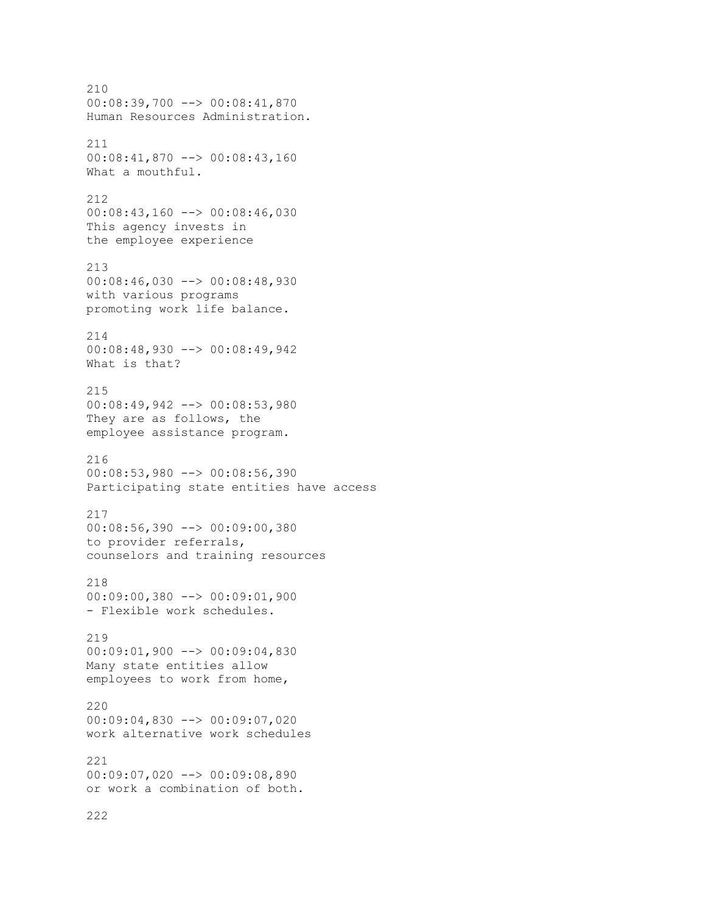210
00:08:39,700 --> 00:08:41,870
Human Resources Administration.

211
00:08:41,870 --> 00:08:43,160
What a mouthful.

212
00:08:43,160 --> 00:08:46,030
This agency invests in
the employee experience

213
00:08:46,030 --> 00:08:48,930
with various programs
promoting work life balance.

214
00:08:48,930 --> 00:08:49,942
What is that?

215
00:08:49,942 --> 00:08:53,980
They are as follows, the
employee assistance program.

216
00:08:53,980 --> 00:08:56,390
Participating state entities have access

217
00:08:56,390 --> 00:09:00,380
to provider referrals,
counselors and training resources

218
00:09:00,380 --> 00:09:01,900
- Flexible work schedules.

219
00:09:01,900 --> 00:09:04,830
Many state entities allow
employees to work from home,

220
00:09:04,830 --> 00:09:07,020
work alternative work schedules

221
00:09:07,020 --> 00:09:08,890
or work a combination of both.

222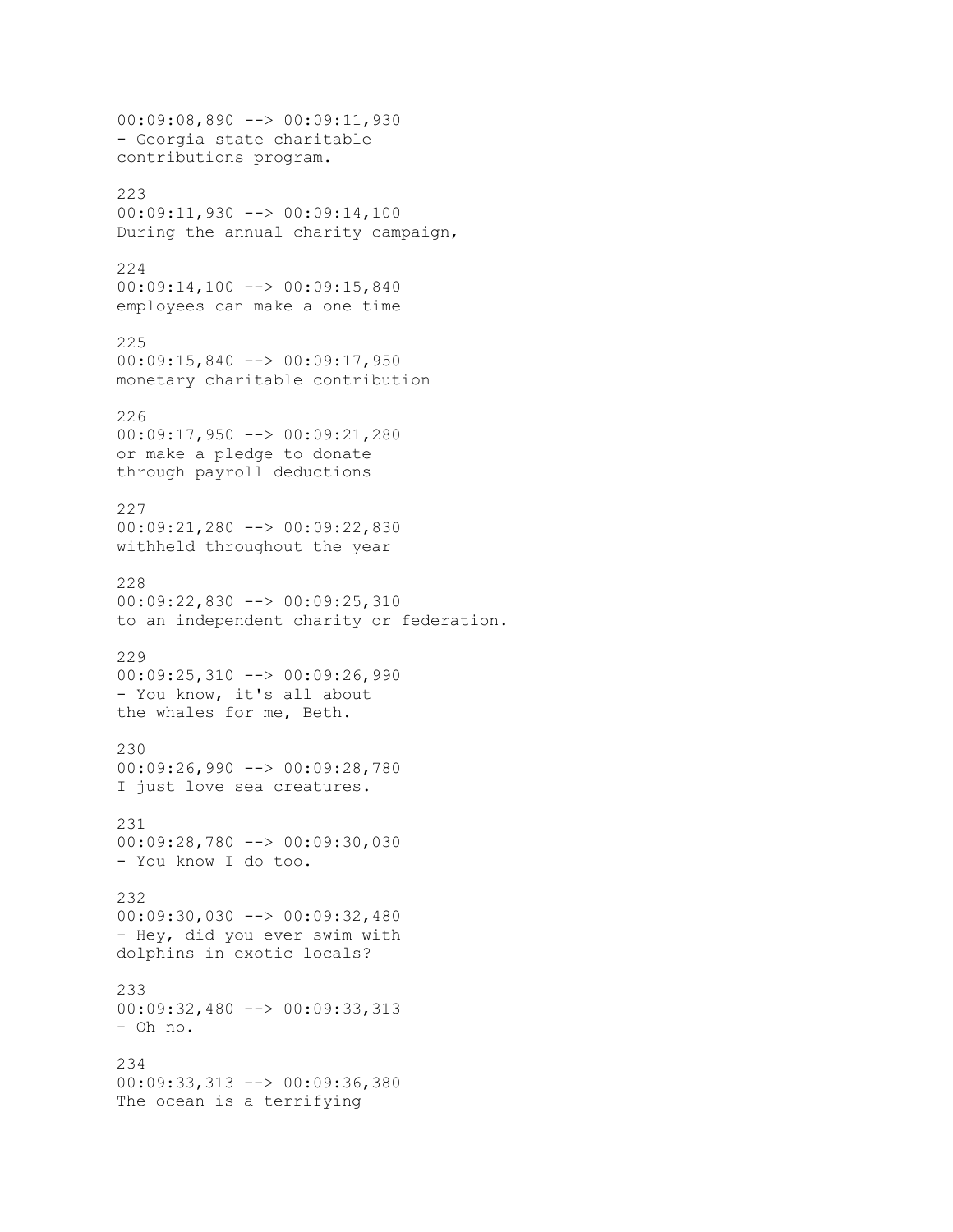00:09:08,890 --> 00:09:11,930
- Georgia state charitable
contributions program.

223
00:09:11,930 --> 00:09:14,100
During the annual charity campaign,

224
00:09:14,100 --> 00:09:15,840
employees can make a one time

225
00:09:15,840 --> 00:09:17,950
monetary charitable contribution

226
00:09:17,950 --> 00:09:21,280
or make a pledge to donate
through payroll deductions

227
00:09:21,280 --> 00:09:22,830
withheld throughout the year

228
00:09:22,830 --> 00:09:25,310
to an independent charity or federation.

229
00:09:25,310 --> 00:09:26,990
- You know, it's all about
the whales for me, Beth.

230
00:09:26,990 --> 00:09:28,780
I just love sea creatures.

231
00:09:28,780 --> 00:09:30,030
- You know I do too.

232
00:09:30,030 --> 00:09:32,480
- Hey, did you ever swim with
dolphins in exotic locals?

233
00:09:32,480 --> 00:09:33,313
- Oh no.

234
00:09:33,313 --> 00:09:36,380
The ocean is a terrifying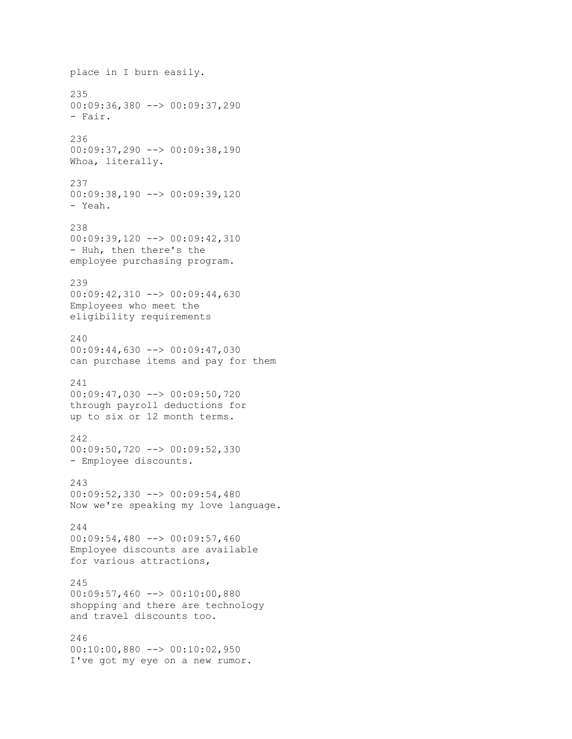place in I burn easily.

235
00:09:36,380 --> 00:09:37,290
- Fair.

236
00:09:37,290 --> 00:09:38,190
Whoa, literally.

237
00:09:38,190 --> 00:09:39,120
- Yeah.

238
00:09:39,120 --> 00:09:42,310
- Huh, then there's the
employee purchasing program.

239
00:09:42,310 --> 00:09:44,630
Employees who meet the
eligibility requirements

240
00:09:44,630 --> 00:09:47,030
can purchase items and pay for them

241
00:09:47,030 --> 00:09:50,720
through payroll deductions for
up to six or 12 month terms.

242
00:09:50,720 --> 00:09:52,330
- Employee discounts.

243
00:09:52,330 --> 00:09:54,480
Now we're speaking my love language.

244
00:09:54,480 --> 00:09:57,460
Employee discounts are available
for various attractions,

245
00:09:57,460 --> 00:10:00,880
shopping and there are technology
and travel discounts too.

246
00:10:00,880 --> 00:10:02,950
I've got my eye on a new rumor.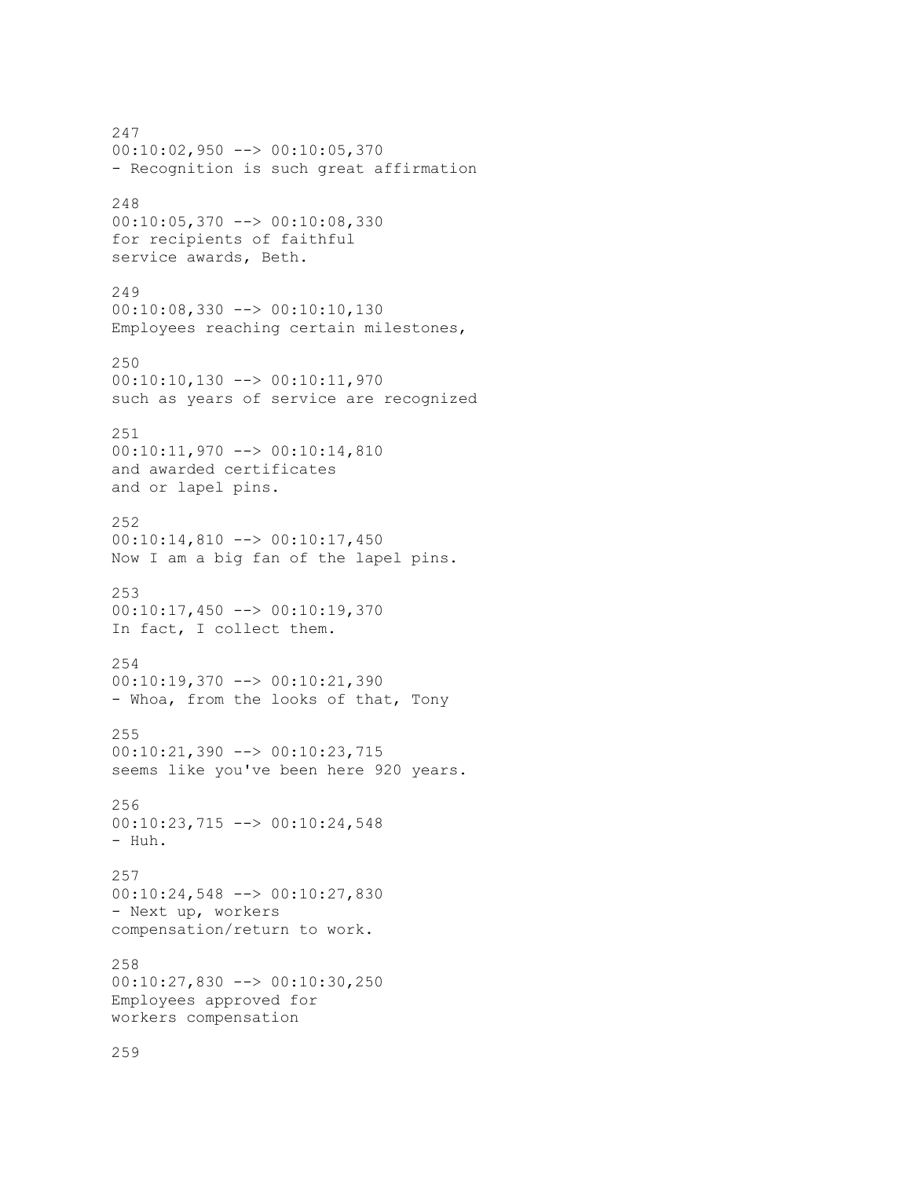247
00:10:02,950 --> 00:10:05,370
- Recognition is such great affirmation

248
00:10:05,370 --> 00:10:08,330
for recipients of faithful
service awards, Beth.

249
00:10:08,330 --> 00:10:10,130
Employees reaching certain milestones,

250
00:10:10,130 --> 00:10:11,970
such as years of service are recognized

251
00:10:11,970 --> 00:10:14,810
and awarded certificates
and or lapel pins.

252
00:10:14,810 --> 00:10:17,450
Now I am a big fan of the lapel pins.

253
00:10:17,450 --> 00:10:19,370
In fact, I collect them.

254
00:10:19,370 --> 00:10:21,390
- Whoa, from the looks of that, Tony

255
00:10:21,390 --> 00:10:23,715
seems like you've been here 920 years.

256
00:10:23,715 --> 00:10:24,548
- Huh.

257
00:10:24,548 --> 00:10:27,830
- Next up, workers
compensation/return to work.

258
00:10:27,830 --> 00:10:30,250
Employees approved for
workers compensation

259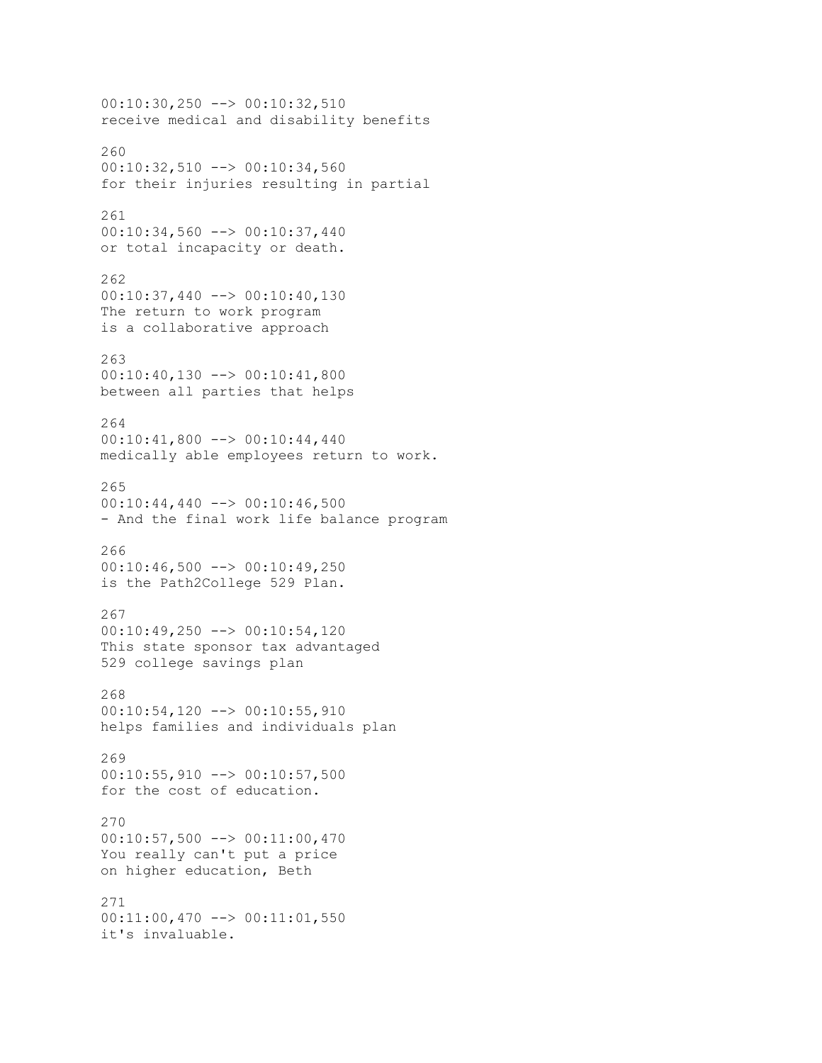00:10:30,250 --> 00:10:32,510
receive medical and disability benefits

260
00:10:32,510 --> 00:10:34,560
for their injuries resulting in partial

261
00:10:34,560 --> 00:10:37,440
or total incapacity or death.

262
00:10:37,440 --> 00:10:40,130
The return to work program
is a collaborative approach

263
00:10:40,130 --> 00:10:41,800
between all parties that helps

264
00:10:41,800 --> 00:10:44,440
medically able employees return to work.

265
00:10:44,440 --> 00:10:46,500
- And the final work life balance program

266
00:10:46,500 --> 00:10:49,250
is the Path2College 529 Plan.

267
00:10:49,250 --> 00:10:54,120
This state sponsor tax advantaged
529 college savings plan

268
00:10:54,120 --> 00:10:55,910
helps families and individuals plan

269
00:10:55,910 --> 00:10:57,500
for the cost of education.

270
00:10:57,500 --> 00:11:00,470
You really can't put a price
on higher education, Beth

271
00:11:00,470 --> 00:11:01,550
it's invaluable.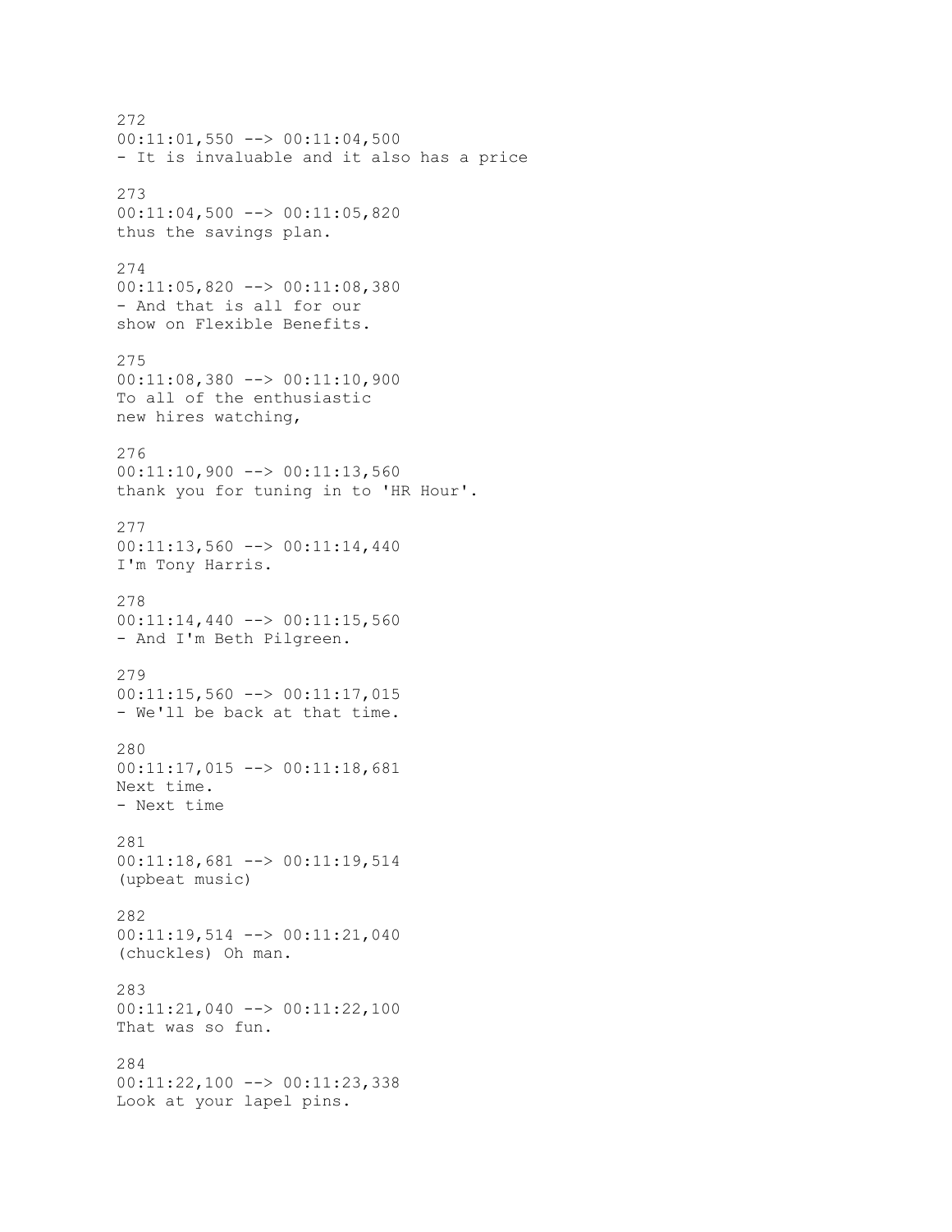272
00:11:01,550 --> 00:11:04,500
- It is invaluable and it also has a price

273
00:11:04,500 --> 00:11:05,820
thus the savings plan.

274
00:11:05,820 --> 00:11:08,380
- And that is all for our
show on Flexible Benefits.

275
00:11:08,380 --> 00:11:10,900
To all of the enthusiastic
new hires watching,

276
00:11:10,900 --> 00:11:13,560
thank you for tuning in to 'HR Hour'.

277
00:11:13,560 --> 00:11:14,440
I'm Tony Harris.

278
00:11:14,440 --> 00:11:15,560
- And I'm Beth Pilgreen.

279
00:11:15,560 --> 00:11:17,015
- We'll be back at that time.

280
00:11:17,015 --> 00:11:18,681
Next time.
- Next time

281
00:11:18,681 --> 00:11:19,514
(upbeat music)

282
00:11:19,514 --> 00:11:21,040
(chuckles) Oh man.

283
00:11:21,040 --> 00:11:22,100
That was so fun.

284
00:11:22,100 --> 00:11:23,338
Look at your lapel pins.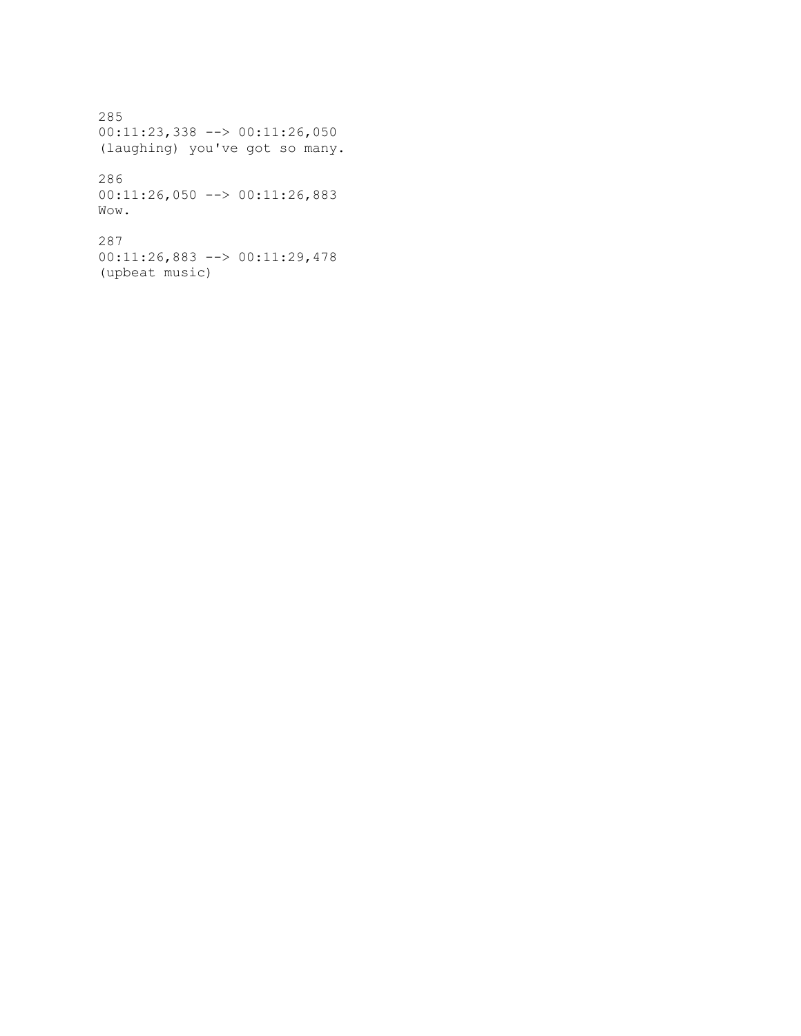285
00:11:23,338 --> 00:11:26,050
(laughing) you've got so many.

286
00:11:26,050 --> 00:11:26,883
Wow.

287
00:11:26,883 --> 00:11:29,478
(upbeat music)